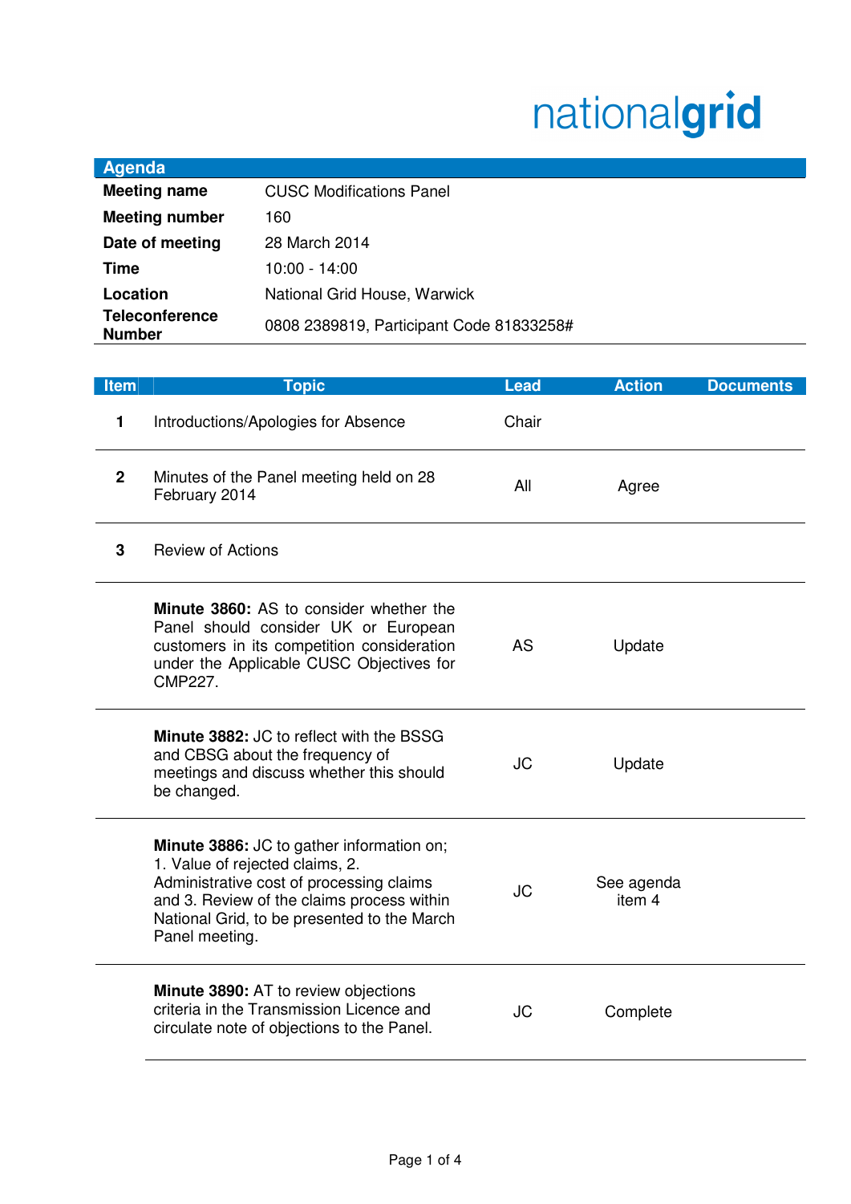nationalgrid

## Agenda

| | |
|---|---|
| **Meeting name** | CUSC Modifications Panel |
| **Meeting number** | 160 |
| **Date of meeting** | 28 March 2014 |
| **Time** | 10:00 - 14:00 |
| **Location** | National Grid House, Warwick |
| **Teleconference Number** | 0808 2389819, Participant Code 81833258# |

| Item | Topic | Lead | Action | Documents |
|---|---|---|---|---|
| 1 | Introductions/Apologies for Absence | Chair | | |
| 2 | Minutes of the Panel meeting held on 28 February 2014 | All | Agree | |
| 3 | Review of Actions | | | |
| | **Minute 3860:** AS to consider whether the Panel should consider UK or European customers in its competition consideration under the Applicable CUSC Objectives for CMP227. | AS | Update | |
| | **Minute 3882:** JC to reflect with the BSSG and CBSG about the frequency of meetings and discuss whether this should be changed. | JC | Update | |
| | **Minute 3886:** JC to gather information on; 1. Value of rejected claims, 2. Administrative cost of processing claims and 3. Review of the claims process within National Grid, to be presented to the March Panel meeting. | JC | See agenda item 4 | |
| | **Minute 3890:** AT to review objections criteria in the Transmission Licence and circulate note of objections to the Panel. | JC | Complete | |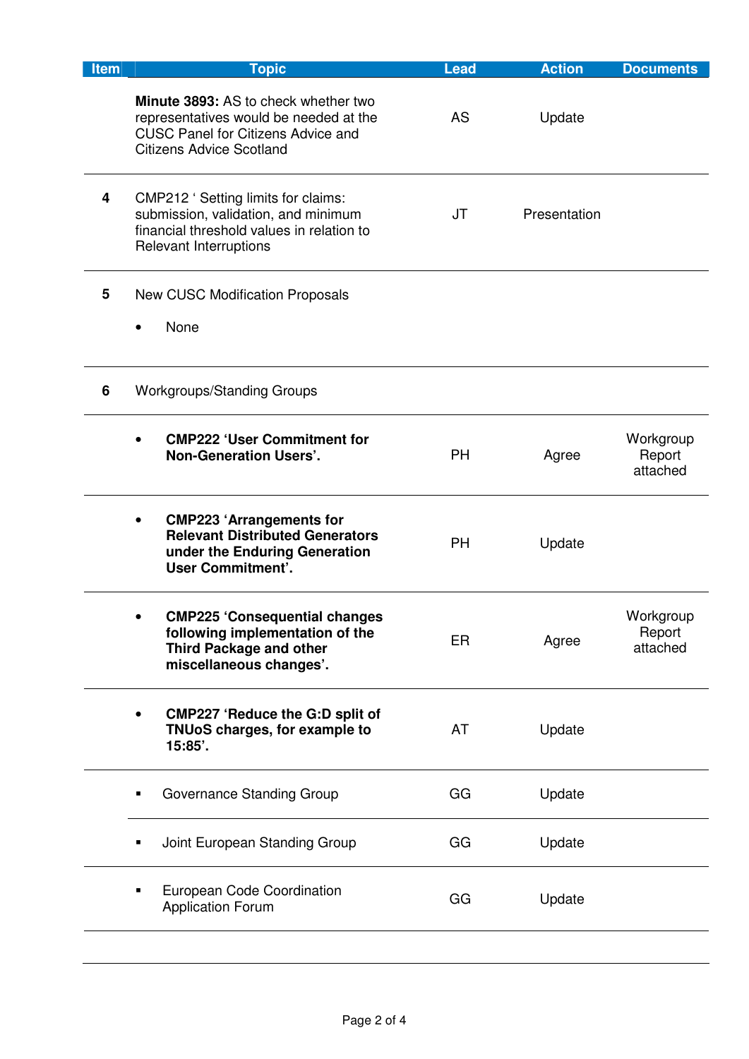| Item | Topic | Lead | Action | Documents |
|---|---|---|---|---|
| | **Minute 3893:** AS to check whether two representatives would be needed at the CUSC Panel for Citizens Advice and Citizens Advice Scotland | AS | Update | |
| 4 | CMP212 ' Setting limits for claims: submission, validation, and minimum financial threshold values in relation to Relevant Interruptions | JT | Presentation | |
| 5 | New CUSC Modification Proposals<br>• None | | | |
| 6 | Workgroups/Standing Groups | | | |
| | • **CMP222 'User Commitment for Non-Generation Users'.** | PH | Agree | Workgroup Report attached |
| | • **CMP223 'Arrangements for Relevant Distributed Generators under the Enduring Generation User Commitment'.** | PH | Update | |
| | • **CMP225 'Consequential changes following implementation of the Third Package and other miscellaneous changes'.** | ER | Agree | Workgroup Report attached |
| | • **CMP227 'Reduce the G:D split of TNUoS charges, for example to 15:85'.** | AT | Update | |
| | ▪ Governance Standing Group | GG | Update | |
| | ▪ Joint European Standing Group | GG | Update | |
| | ▪ European Code Coordination Application Forum | GG | Update | |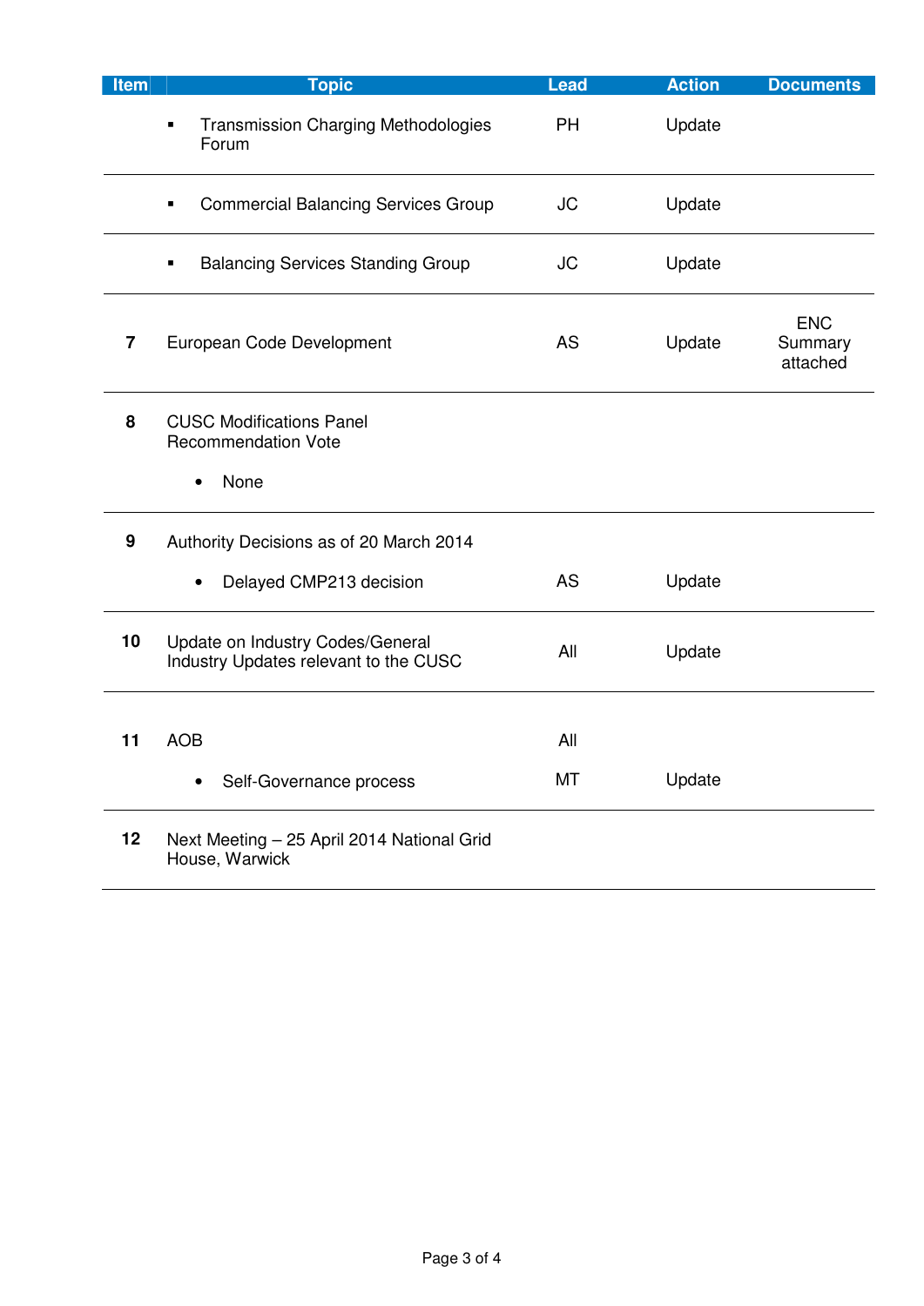| Item | Topic | Lead | Action | Documents |
|---|---|---|---|---|
| | ▪ Transmission Charging Methodologies Forum | PH | Update | |
| | ▪ Commercial Balancing Services Group | JC | Update | |
| | ▪ Balancing Services Standing Group | JC | Update | |
| **7** | European Code Development | AS | Update | ENC Summary attached |
| **8** | CUSC Modifications Panel Recommendation Vote<br>• None | | | |
| **9** | Authority Decisions as of 20 March 2014<br>• Delayed CMP213 decision | AS | Update | |
| **10** | Update on Industry Codes/General Industry Updates relevant to the CUSC | All | Update | |
| **11** | AOB<br>• Self-Governance process | All<br>MT | Update | |
| **12** | Next Meeting – 25 April 2014 National Grid House, Warwick | | | |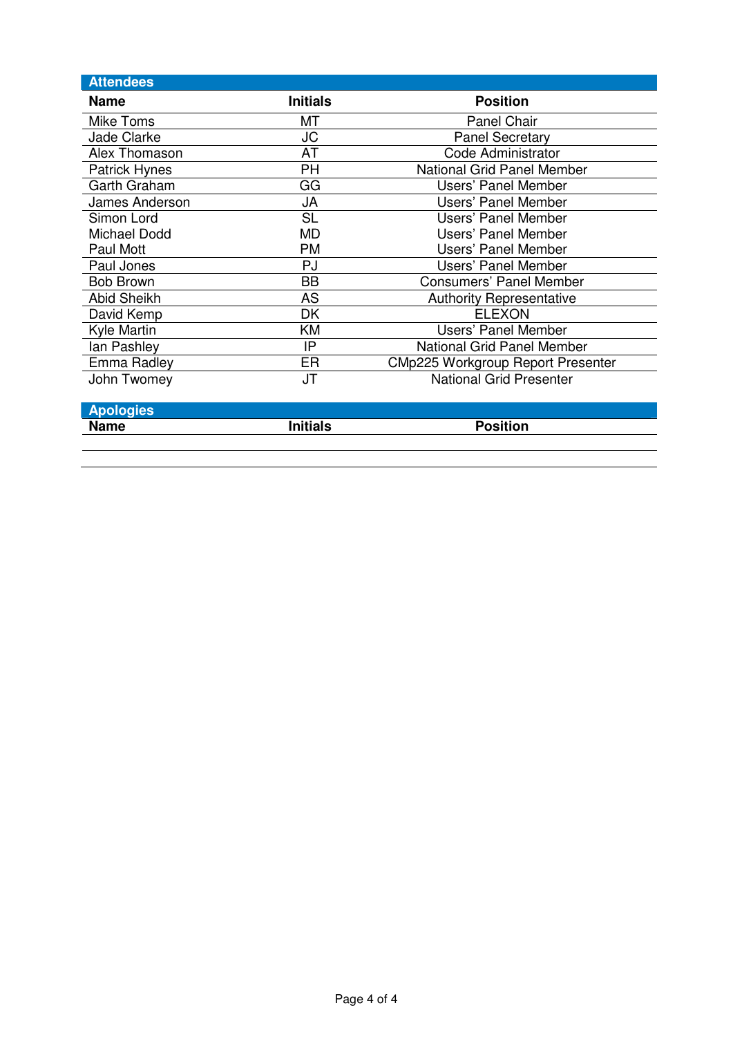## Attendees

| Name | Initials | Position |
|---|---|---|
| Mike Toms | MT | Panel Chair |
| Jade Clarke | JC | Panel Secretary |
| Alex Thomason | AT | Code Administrator |
| Patrick Hynes | PH | National Grid Panel Member |
| Garth Graham | GG | Users' Panel Member |
| James Anderson | JA | Users' Panel Member |
| Simon Lord | SL | Users' Panel Member |
| Michael Dodd | MD | Users' Panel Member |
| Paul Mott | PM | Users' Panel Member |
| Paul Jones | PJ | Users' Panel Member |
| Bob Brown | BB | Consumers' Panel Member |
| Abid Sheikh | AS | Authority Representative |
| David Kemp | DK | ELEXON |
| Kyle Martin | KM | Users' Panel Member |
| Ian Pashley | IP | National Grid Panel Member |
| Emma Radley | ER | CMp225 Workgroup Report Presenter |
| John Twomey | JT | National Grid Presenter |

## Apologies

| Name | Initials | Position |
|---|---|---|
| | | |
| | | |